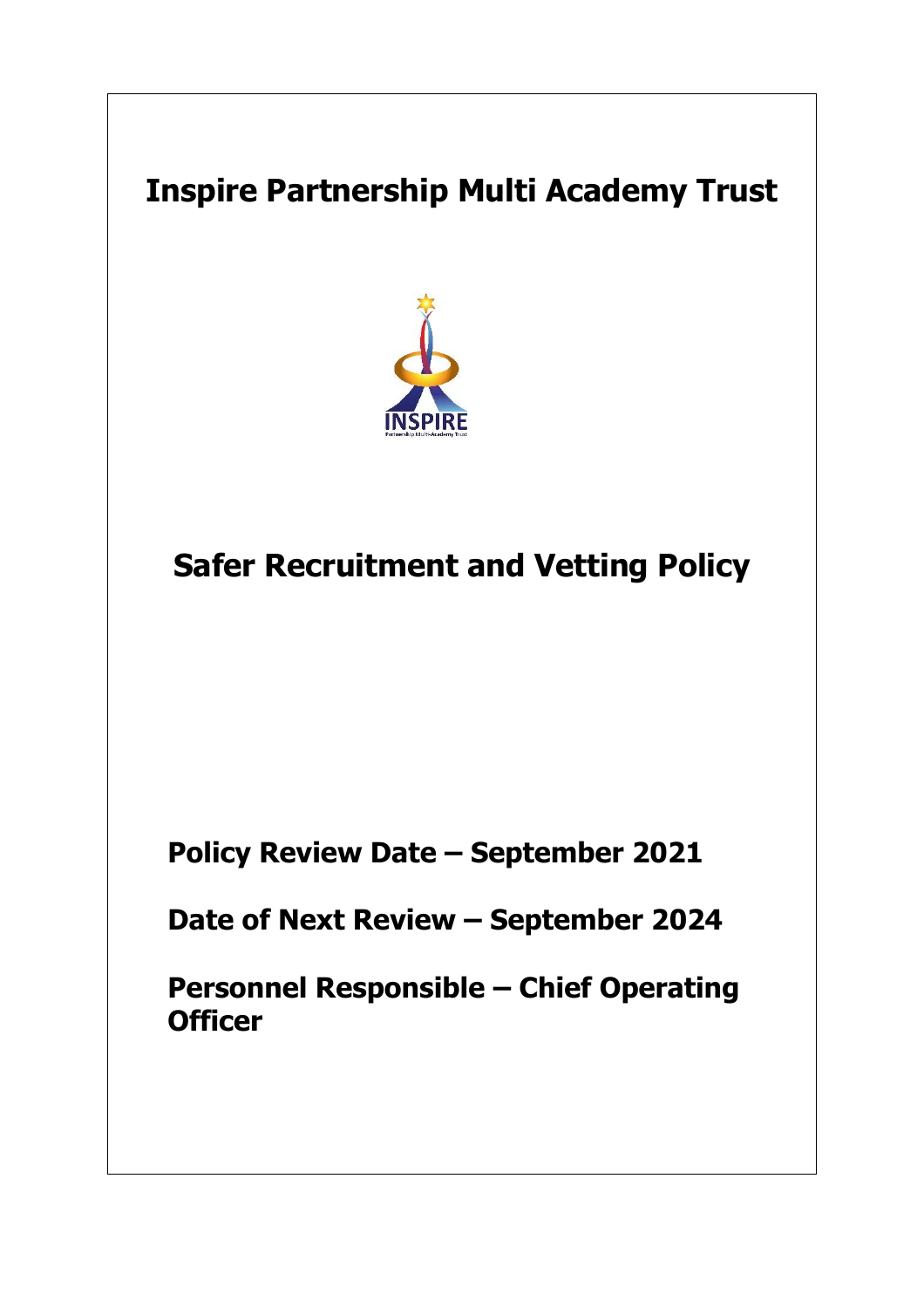# Inspire Partnership Multi Academy Trust

# Safer Recruitment and Vetting Policy

**Policy Review Date – September 2021**

**Date of Next Review – September 2024**

**Personnel Responsible – Chief Operating Officer**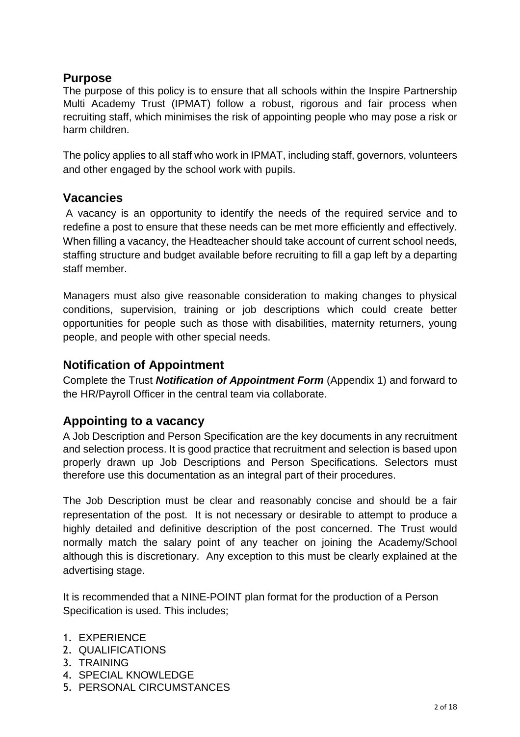## Purpose

The purpose of this policy is to ensure that all schools within the Inspire Partnership Multi Academy Trust (IPMAT) follow a robust, rigorous and fair process when recruiting staff, which minimises the risk of appointing people who may pose a risk or harm children.

The policy applies to all staff who work in IPMAT, including staff, governors, volunteers and other engaged by the school work with pupils.

## Vacancies

A vacancy is an opportunity to identify the needs of the required service and to redefine a post to ensure that these needs can be met more efficiently and effectively. When filling a vacancy, the Headteacher should take account of current school needs, staffing structure and budget available before recruiting to fill a gap left by a departing staff member.

Managers must also give reasonable consideration to making changes to physical conditions, supervision, training or job descriptions which could create better opportunities for people such as those with disabilities, maternity returners, young people, and people with other special needs.

## Notification of Appointment

Complete the Trust ***Notification of Appointment Form*** (Appendix 1) and forward to the HR/Payroll Officer in the central team via collaborate.

## Appointing to a vacancy

A Job Description and Person Specification are the key documents in any recruitment and selection process. It is good practice that recruitment and selection is based upon properly drawn up Job Descriptions and Person Specifications. Selectors must therefore use this documentation as an integral part of their procedures.

The Job Description must be clear and reasonably concise and should be a fair representation of the post. It is not necessary or desirable to attempt to produce a highly detailed and definitive description of the post concerned. The Trust would normally match the salary point of any teacher on joining the Academy/School although this is discretionary. Any exception to this must be clearly explained at the advertising stage.

It is recommended that a NINE-POINT plan format for the production of a Person Specification is used. This includes;

1. EXPERIENCE
2. QUALIFICATIONS
3. TRAINING
4. SPECIAL KNOWLEDGE
5. PERSONAL CIRCUMSTANCES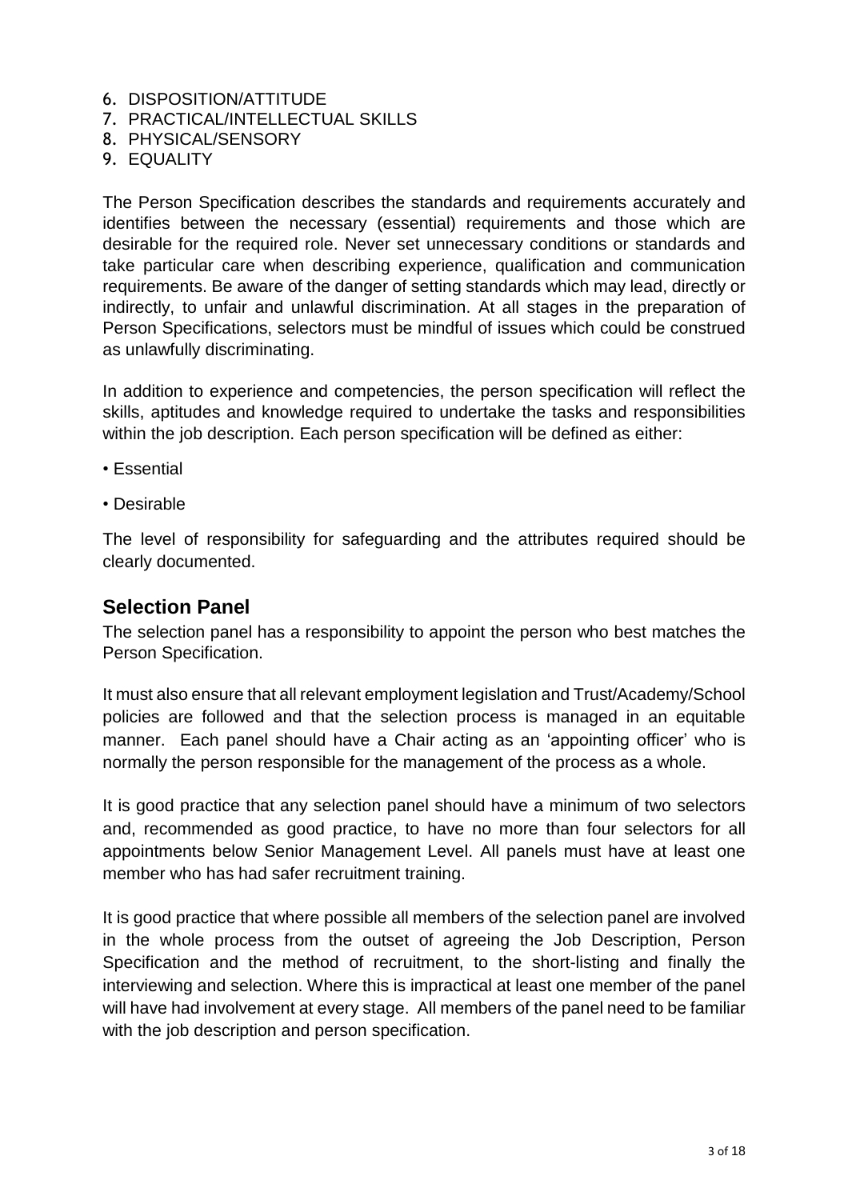6. DISPOSITION/ATTITUDE
7. PRACTICAL/INTELLECTUAL SKILLS
8. PHYSICAL/SENSORY
9. EQUALITY

The Person Specification describes the standards and requirements accurately and identifies between the necessary (essential) requirements and those which are desirable for the required role. Never set unnecessary conditions or standards and take particular care when describing experience, qualification and communication requirements. Be aware of the danger of setting standards which may lead, directly or indirectly, to unfair and unlawful discrimination. At all stages in the preparation of Person Specifications, selectors must be mindful of issues which could be construed as unlawfully discriminating.

In addition to experience and competencies, the person specification will reflect the skills, aptitudes and knowledge required to undertake the tasks and responsibilities within the job description. Each person specification will be defined as either:

- Essential
- Desirable

The level of responsibility for safeguarding and the attributes required should be clearly documented.

## Selection Panel

The selection panel has a responsibility to appoint the person who best matches the Person Specification.

It must also ensure that all relevant employment legislation and Trust/Academy/School policies are followed and that the selection process is managed in an equitable manner. Each panel should have a Chair acting as an 'appointing officer' who is normally the person responsible for the management of the process as a whole.

It is good practice that any selection panel should have a minimum of two selectors and, recommended as good practice, to have no more than four selectors for all appointments below Senior Management Level. All panels must have at least one member who has had safer recruitment training.

It is good practice that where possible all members of the selection panel are involved in the whole process from the outset of agreeing the Job Description, Person Specification and the method of recruitment, to the short-listing and finally the interviewing and selection. Where this is impractical at least one member of the panel will have had involvement at every stage. All members of the panel need to be familiar with the job description and person specification.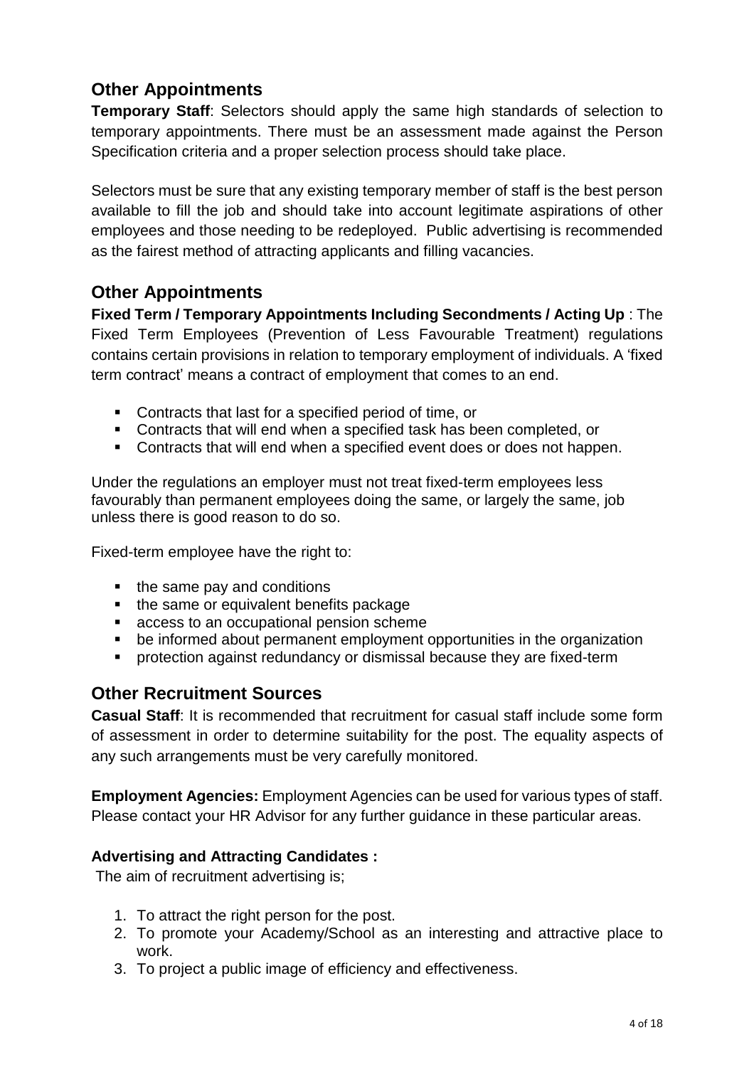## Other Appointments

**Temporary Staff**: Selectors should apply the same high standards of selection to temporary appointments. There must be an assessment made against the Person Specification criteria and a proper selection process should take place.

Selectors must be sure that any existing temporary member of staff is the best person available to fill the job and should take into account legitimate aspirations of other employees and those needing to be redeployed. Public advertising is recommended as the fairest method of attracting applicants and filling vacancies.

## Other Appointments

**Fixed Term / Temporary Appointments Including Secondments / Acting Up** : The Fixed Term Employees (Prevention of Less Favourable Treatment) regulations contains certain provisions in relation to temporary employment of individuals. A 'fixed term contract' means a contract of employment that comes to an end.

- Contracts that last for a specified period of time, or
- Contracts that will end when a specified task has been completed, or
- Contracts that will end when a specified event does or does not happen.

Under the regulations an employer must not treat fixed-term employees less favourably than permanent employees doing the same, or largely the same, job unless there is good reason to do so.

Fixed-term employee have the right to:

- the same pay and conditions
- the same or equivalent benefits package
- access to an occupational pension scheme
- be informed about permanent employment opportunities in the organization
- protection against redundancy or dismissal because they are fixed-term

## Other Recruitment Sources

**Casual Staff**: It is recommended that recruitment for casual staff include some form of assessment in order to determine suitability for the post. The equality aspects of any such arrangements must be very carefully monitored.

**Employment Agencies:** Employment Agencies can be used for various types of staff. Please contact your HR Advisor for any further guidance in these particular areas.

**Advertising and Attracting Candidates :**

The aim of recruitment advertising is;

1. To attract the right person for the post.
2. To promote your Academy/School as an interesting and attractive place to work.
3. To project a public image of efficiency and effectiveness.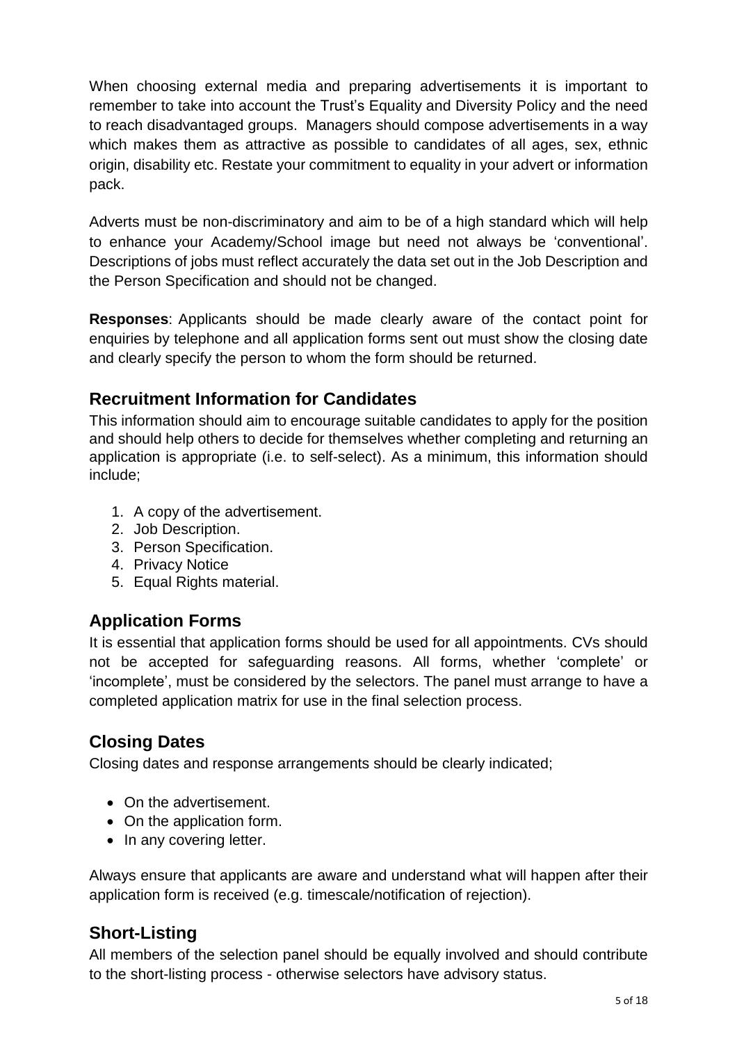When choosing external media and preparing advertisements it is important to remember to take into account the Trust's Equality and Diversity Policy and the need to reach disadvantaged groups. Managers should compose advertisements in a way which makes them as attractive as possible to candidates of all ages, sex, ethnic origin, disability etc. Restate your commitment to equality in your advert or information pack.

Adverts must be non-discriminatory and aim to be of a high standard which will help to enhance your Academy/School image but need not always be 'conventional'. Descriptions of jobs must reflect accurately the data set out in the Job Description and the Person Specification and should not be changed.

**Responses**: Applicants should be made clearly aware of the contact point for enquiries by telephone and all application forms sent out must show the closing date and clearly specify the person to whom the form should be returned.

## Recruitment Information for Candidates

This information should aim to encourage suitable candidates to apply for the position and should help others to decide for themselves whether completing and returning an application is appropriate (i.e. to self-select). As a minimum, this information should include;

1. A copy of the advertisement.
2. Job Description.
3. Person Specification.
4. Privacy Notice
5. Equal Rights material.

## Application Forms

It is essential that application forms should be used for all appointments. CVs should not be accepted for safeguarding reasons. All forms, whether 'complete' or 'incomplete', must be considered by the selectors. The panel must arrange to have a completed application matrix for use in the final selection process.

## Closing Dates

Closing dates and response arrangements should be clearly indicated;

- On the advertisement.
- On the application form.
- In any covering letter.

Always ensure that applicants are aware and understand what will happen after their application form is received (e.g. timescale/notification of rejection).

## Short-Listing

All members of the selection panel should be equally involved and should contribute to the short-listing process - otherwise selectors have advisory status.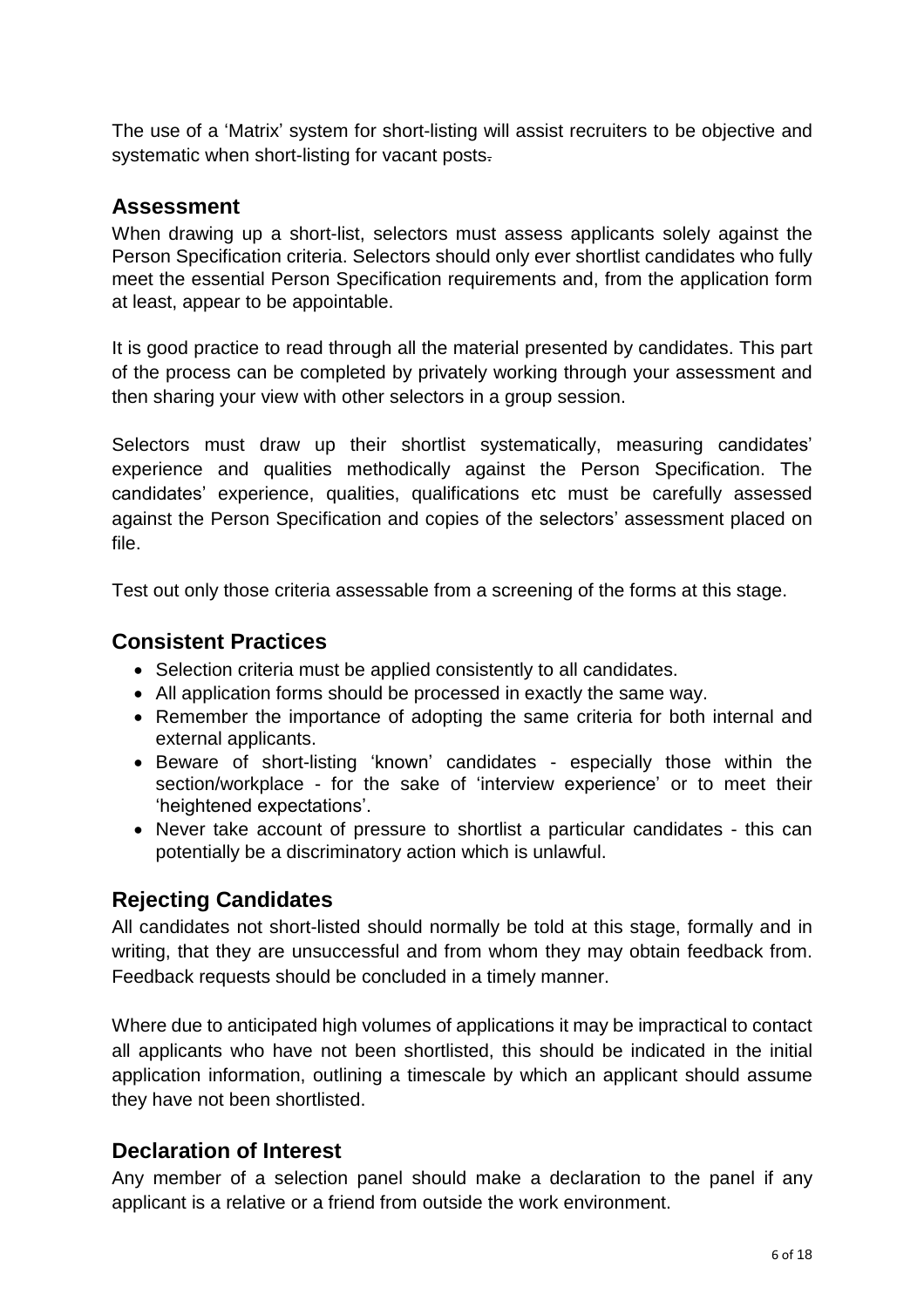The use of a 'Matrix' system for short-listing will assist recruiters to be objective and systematic when short-listing for vacant posts.

## Assessment

When drawing up a short-list, selectors must assess applicants solely against the Person Specification criteria. Selectors should only ever shortlist candidates who fully meet the essential Person Specification requirements and, from the application form at least, appear to be appointable.

It is good practice to read through all the material presented by candidates. This part of the process can be completed by privately working through your assessment and then sharing your view with other selectors in a group session.

Selectors must draw up their shortlist systematically, measuring candidates' experience and qualities methodically against the Person Specification. The candidates' experience, qualities, qualifications etc must be carefully assessed against the Person Specification and copies of the selectors' assessment placed on file.

Test out only those criteria assessable from a screening of the forms at this stage.

## Consistent Practices

- Selection criteria must be applied consistently to all candidates.
- All application forms should be processed in exactly the same way.
- Remember the importance of adopting the same criteria for both internal and external applicants.
- Beware of short-listing 'known' candidates - especially those within the section/workplace - for the sake of 'interview experience' or to meet their 'heightened expectations'.
- Never take account of pressure to shortlist a particular candidates - this can potentially be a discriminatory action which is unlawful.

## Rejecting Candidates

All candidates not short-listed should normally be told at this stage, formally and in writing, that they are unsuccessful and from whom they may obtain feedback from. Feedback requests should be concluded in a timely manner.

Where due to anticipated high volumes of applications it may be impractical to contact all applicants who have not been shortlisted, this should be indicated in the initial application information, outlining a timescale by which an applicant should assume they have not been shortlisted.

## Declaration of Interest

Any member of a selection panel should make a declaration to the panel if any applicant is a relative or a friend from outside the work environment.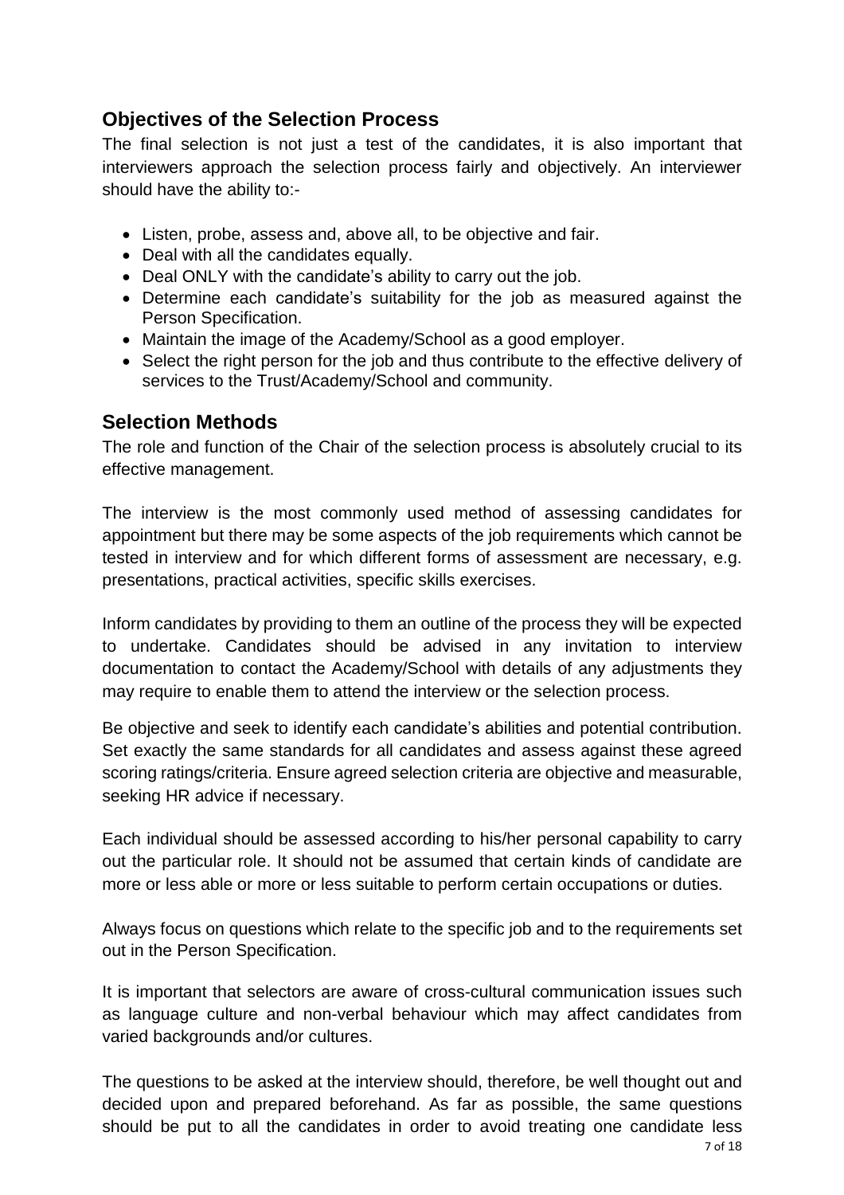## Objectives of the Selection Process

The final selection is not just a test of the candidates, it is also important that interviewers approach the selection process fairly and objectively. An interviewer should have the ability to:-

- Listen, probe, assess and, above all, to be objective and fair.
- Deal with all the candidates equally.
- Deal ONLY with the candidate's ability to carry out the job.
- Determine each candidate's suitability for the job as measured against the Person Specification.
- Maintain the image of the Academy/School as a good employer.
- Select the right person for the job and thus contribute to the effective delivery of services to the Trust/Academy/School and community.

## Selection Methods

The role and function of the Chair of the selection process is absolutely crucial to its effective management.

The interview is the most commonly used method of assessing candidates for appointment but there may be some aspects of the job requirements which cannot be tested in interview and for which different forms of assessment are necessary, e.g. presentations, practical activities, specific skills exercises.

Inform candidates by providing to them an outline of the process they will be expected to undertake. Candidates should be advised in any invitation to interview documentation to contact the Academy/School with details of any adjustments they may require to enable them to attend the interview or the selection process.

Be objective and seek to identify each candidate's abilities and potential contribution. Set exactly the same standards for all candidates and assess against these agreed scoring ratings/criteria. Ensure agreed selection criteria are objective and measurable, seeking HR advice if necessary.

Each individual should be assessed according to his/her personal capability to carry out the particular role. It should not be assumed that certain kinds of candidate are more or less able or more or less suitable to perform certain occupations or duties.

Always focus on questions which relate to the specific job and to the requirements set out in the Person Specification.

It is important that selectors are aware of cross-cultural communication issues such as language culture and non-verbal behaviour which may affect candidates from varied backgrounds and/or cultures.

The questions to be asked at the interview should, therefore, be well thought out and decided upon and prepared beforehand. As far as possible, the same questions should be put to all the candidates in order to avoid treating one candidate less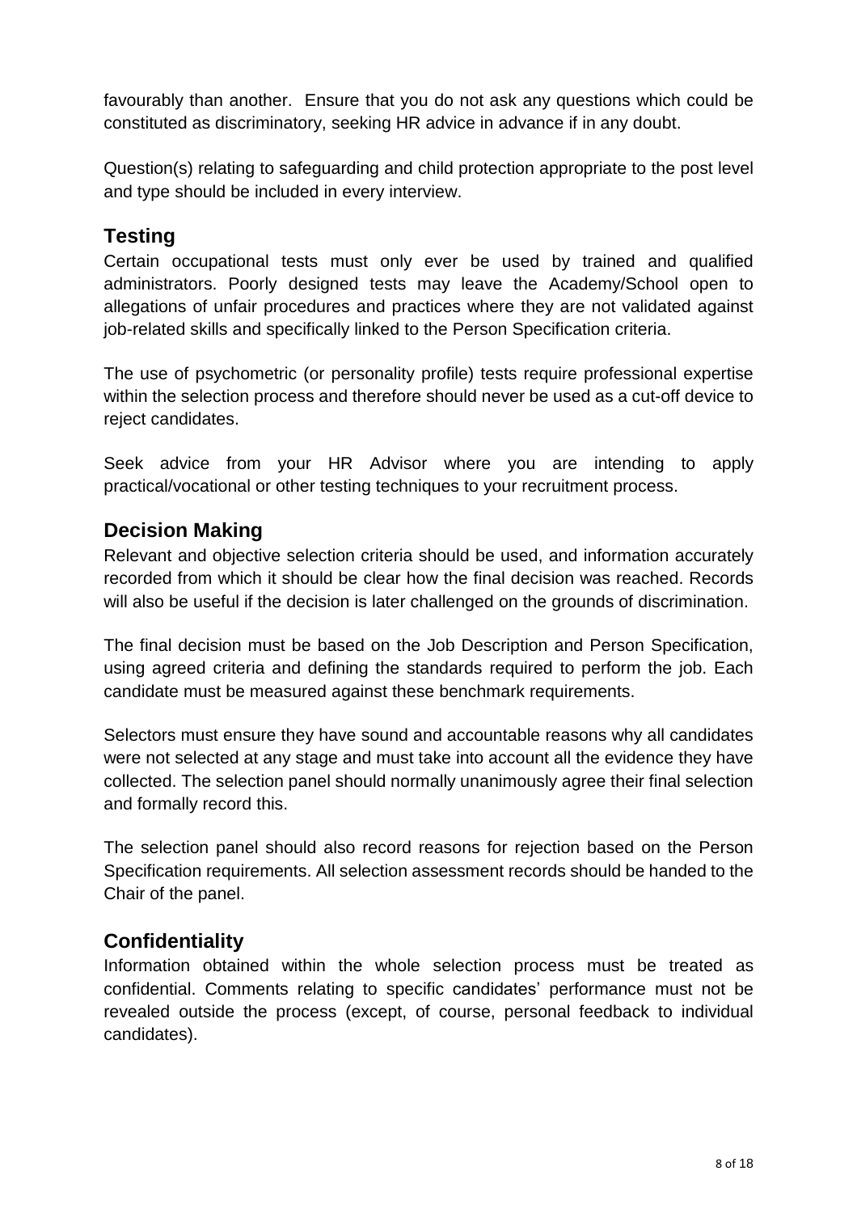favourably than another. Ensure that you do not ask any questions which could be constituted as discriminatory, seeking HR advice in advance if in any doubt.

Question(s) relating to safeguarding and child protection appropriate to the post level and type should be included in every interview.

## Testing

Certain occupational tests must only ever be used by trained and qualified administrators. Poorly designed tests may leave the Academy/School open to allegations of unfair procedures and practices where they are not validated against job-related skills and specifically linked to the Person Specification criteria.

The use of psychometric (or personality profile) tests require professional expertise within the selection process and therefore should never be used as a cut-off device to reject candidates.

Seek advice from your HR Advisor where you are intending to apply practical/vocational or other testing techniques to your recruitment process.

## Decision Making

Relevant and objective selection criteria should be used, and information accurately recorded from which it should be clear how the final decision was reached. Records will also be useful if the decision is later challenged on the grounds of discrimination.

The final decision must be based on the Job Description and Person Specification, using agreed criteria and defining the standards required to perform the job. Each candidate must be measured against these benchmark requirements.

Selectors must ensure they have sound and accountable reasons why all candidates were not selected at any stage and must take into account all the evidence they have collected. The selection panel should normally unanimously agree their final selection and formally record this.

The selection panel should also record reasons for rejection based on the Person Specification requirements. All selection assessment records should be handed to the Chair of the panel.

## Confidentiality

Information obtained within the whole selection process must be treated as confidential. Comments relating to specific candidates' performance must not be revealed outside the process (except, of course, personal feedback to individual candidates).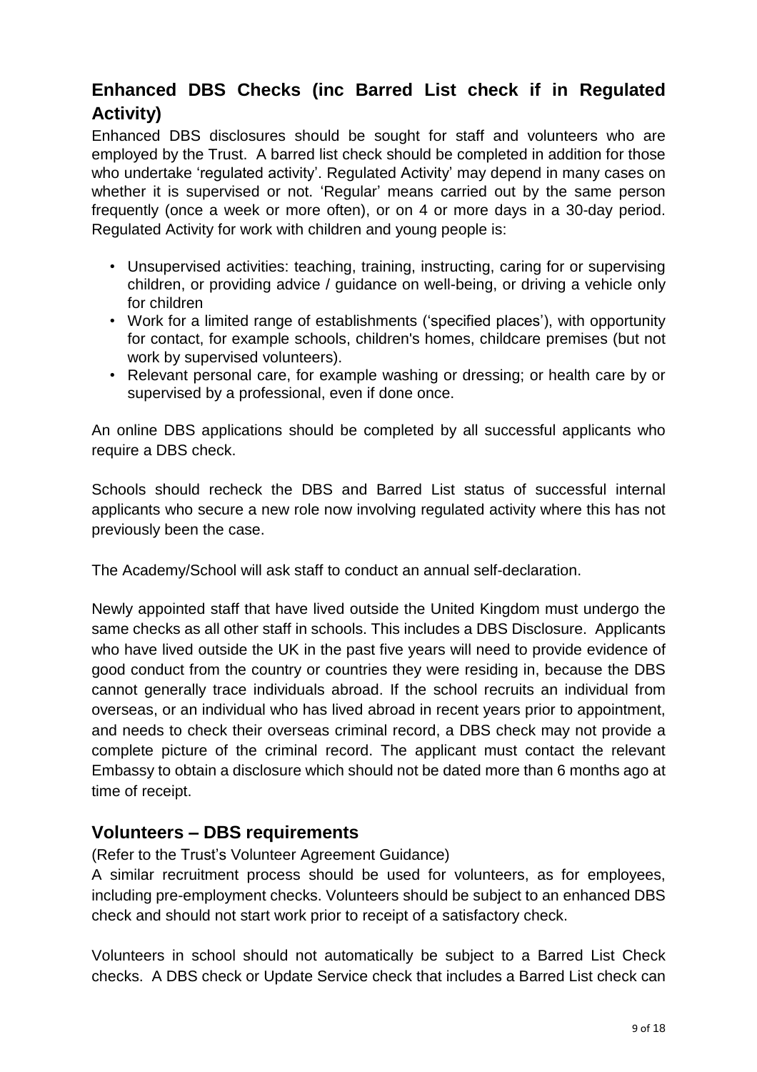## Enhanced DBS Checks (inc Barred List check if in Regulated Activity)

Enhanced DBS disclosures should be sought for staff and volunteers who are employed by the Trust. A barred list check should be completed in addition for those who undertake 'regulated activity'. Regulated Activity' may depend in many cases on whether it is supervised or not. 'Regular' means carried out by the same person frequently (once a week or more often), or on 4 or more days in a 30-day period. Regulated Activity for work with children and young people is:

- Unsupervised activities: teaching, training, instructing, caring for or supervising children, or providing advice / guidance on well-being, or driving a vehicle only for children
- Work for a limited range of establishments ('specified places'), with opportunity for contact, for example schools, children's homes, childcare premises (but not work by supervised volunteers).
- Relevant personal care, for example washing or dressing; or health care by or supervised by a professional, even if done once.

An online DBS applications should be completed by all successful applicants who require a DBS check.

Schools should recheck the DBS and Barred List status of successful internal applicants who secure a new role now involving regulated activity where this has not previously been the case.

The Academy/School will ask staff to conduct an annual self-declaration.

Newly appointed staff that have lived outside the United Kingdom must undergo the same checks as all other staff in schools. This includes a DBS Disclosure. Applicants who have lived outside the UK in the past five years will need to provide evidence of good conduct from the country or countries they were residing in, because the DBS cannot generally trace individuals abroad. If the school recruits an individual from overseas, or an individual who has lived abroad in recent years prior to appointment, and needs to check their overseas criminal record, a DBS check may not provide a complete picture of the criminal record. The applicant must contact the relevant Embassy to obtain a disclosure which should not be dated more than 6 months ago at time of receipt.

## Volunteers – DBS requirements

(Refer to the Trust's Volunteer Agreement Guidance)

A similar recruitment process should be used for volunteers, as for employees, including pre-employment checks. Volunteers should be subject to an enhanced DBS check and should not start work prior to receipt of a satisfactory check.

Volunteers in school should not automatically be subject to a Barred List Check checks. A DBS check or Update Service check that includes a Barred List check can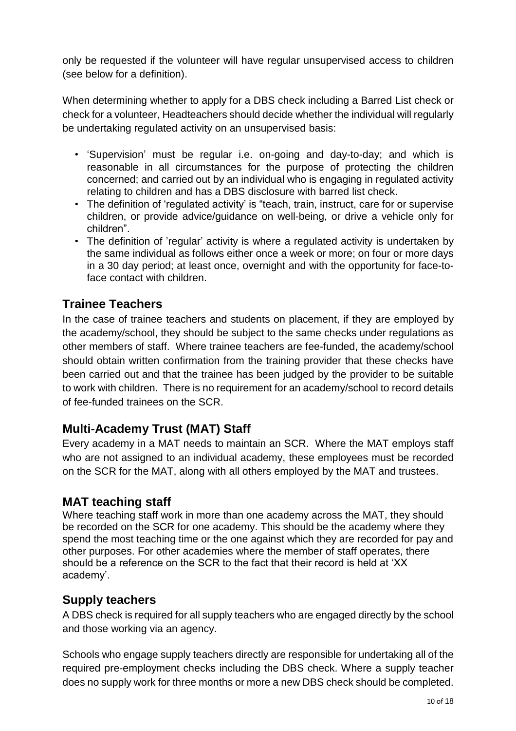only be requested if the volunteer will have regular unsupervised access to children (see below for a definition).

When determining whether to apply for a DBS check including a Barred List check or check for a volunteer, Headteachers should decide whether the individual will regularly be undertaking regulated activity on an unsupervised basis:

- 'Supervision' must be regular i.e. on-going and day-to-day; and which is reasonable in all circumstances for the purpose of protecting the children concerned; and carried out by an individual who is engaging in regulated activity relating to children and has a DBS disclosure with barred list check.
- The definition of 'regulated activity' is "teach, train, instruct, care for or supervise children, or provide advice/guidance on well-being, or drive a vehicle only for children".
- The definition of 'regular' activity is where a regulated activity is undertaken by the same individual as follows either once a week or more; on four or more days in a 30 day period; at least once, overnight and with the opportunity for face-to-face contact with children.

## Trainee Teachers

In the case of trainee teachers and students on placement, if they are employed by the academy/school, they should be subject to the same checks under regulations as other members of staff. Where trainee teachers are fee-funded, the academy/school should obtain written confirmation from the training provider that these checks have been carried out and that the trainee has been judged by the provider to be suitable to work with children. There is no requirement for an academy/school to record details of fee-funded trainees on the SCR.

## Multi-Academy Trust (MAT) Staff

Every academy in a MAT needs to maintain an SCR. Where the MAT employs staff who are not assigned to an individual academy, these employees must be recorded on the SCR for the MAT, along with all others employed by the MAT and trustees.

## MAT teaching staff

Where teaching staff work in more than one academy across the MAT, they should be recorded on the SCR for one academy. This should be the academy where they spend the most teaching time or the one against which they are recorded for pay and other purposes. For other academies where the member of staff operates, there should be a reference on the SCR to the fact that their record is held at 'XX academy'.

## Supply teachers

A DBS check is required for all supply teachers who are engaged directly by the school and those working via an agency.

Schools who engage supply teachers directly are responsible for undertaking all of the required pre-employment checks including the DBS check. Where a supply teacher does no supply work for three months or more a new DBS check should be completed.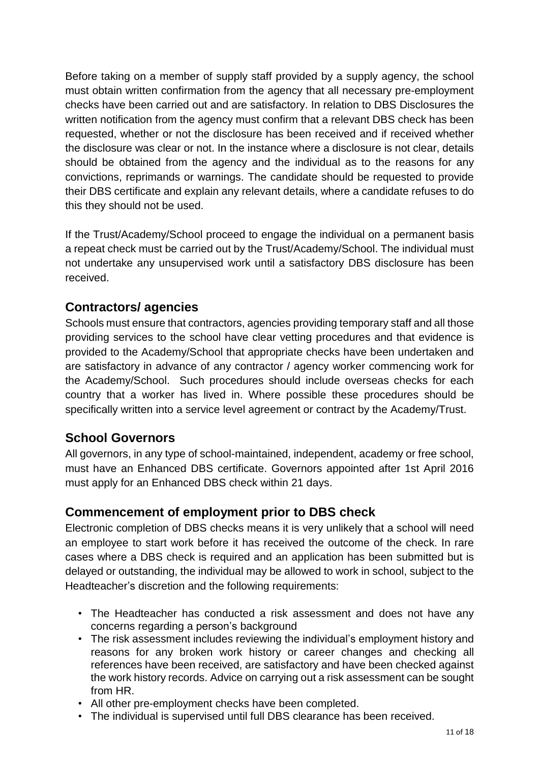Before taking on a member of supply staff provided by a supply agency, the school must obtain written confirmation from the agency that all necessary pre-employment checks have been carried out and are satisfactory. In relation to DBS Disclosures the written notification from the agency must confirm that a relevant DBS check has been requested, whether or not the disclosure has been received and if received whether the disclosure was clear or not. In the instance where a disclosure is not clear, details should be obtained from the agency and the individual as to the reasons for any convictions, reprimands or warnings. The candidate should be requested to provide their DBS certificate and explain any relevant details, where a candidate refuses to do this they should not be used.

If the Trust/Academy/School proceed to engage the individual on a permanent basis a repeat check must be carried out by the Trust/Academy/School. The individual must not undertake any unsupervised work until a satisfactory DBS disclosure has been received.

## Contractors/ agencies

Schools must ensure that contractors, agencies providing temporary staff and all those providing services to the school have clear vetting procedures and that evidence is provided to the Academy/School that appropriate checks have been undertaken and are satisfactory in advance of any contractor / agency worker commencing work for the Academy/School. Such procedures should include overseas checks for each country that a worker has lived in. Where possible these procedures should be specifically written into a service level agreement or contract by the Academy/Trust.

## School Governors

All governors, in any type of school-maintained, independent, academy or free school, must have an Enhanced DBS certificate. Governors appointed after 1st April 2016 must apply for an Enhanced DBS check within 21 days.

## Commencement of employment prior to DBS check

Electronic completion of DBS checks means it is very unlikely that a school will need an employee to start work before it has received the outcome of the check. In rare cases where a DBS check is required and an application has been submitted but is delayed or outstanding, the individual may be allowed to work in school, subject to the Headteacher's discretion and the following requirements:

- The Headteacher has conducted a risk assessment and does not have any concerns regarding a person's background
- The risk assessment includes reviewing the individual's employment history and reasons for any broken work history or career changes and checking all references have been received, are satisfactory and have been checked against the work history records. Advice on carrying out a risk assessment can be sought from HR.
- All other pre-employment checks have been completed.
- The individual is supervised until full DBS clearance has been received.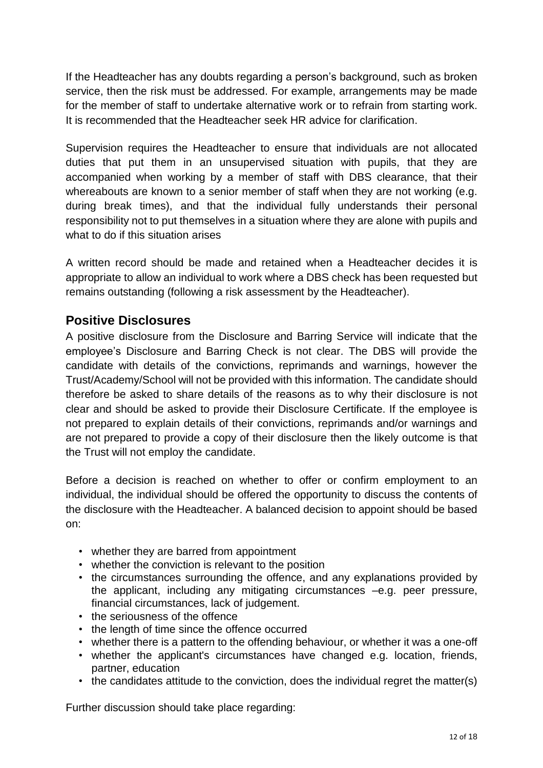If the Headteacher has any doubts regarding a person's background, such as broken service, then the risk must be addressed. For example, arrangements may be made for the member of staff to undertake alternative work or to refrain from starting work. It is recommended that the Headteacher seek HR advice for clarification.

Supervision requires the Headteacher to ensure that individuals are not allocated duties that put them in an unsupervised situation with pupils, that they are accompanied when working by a member of staff with DBS clearance, that their whereabouts are known to a senior member of staff when they are not working (e.g. during break times), and that the individual fully understands their personal responsibility not to put themselves in a situation where they are alone with pupils and what to do if this situation arises

A written record should be made and retained when a Headteacher decides it is appropriate to allow an individual to work where a DBS check has been requested but remains outstanding (following a risk assessment by the Headteacher).

## Positive Disclosures

A positive disclosure from the Disclosure and Barring Service will indicate that the employee's Disclosure and Barring Check is not clear. The DBS will provide the candidate with details of the convictions, reprimands and warnings, however the Trust/Academy/School will not be provided with this information. The candidate should therefore be asked to share details of the reasons as to why their disclosure is not clear and should be asked to provide their Disclosure Certificate. If the employee is not prepared to explain details of their convictions, reprimands and/or warnings and are not prepared to provide a copy of their disclosure then the likely outcome is that the Trust will not employ the candidate.

Before a decision is reached on whether to offer or confirm employment to an individual, the individual should be offered the opportunity to discuss the contents of the disclosure with the Headteacher. A balanced decision to appoint should be based on:

- whether they are barred from appointment
- whether the conviction is relevant to the position
- the circumstances surrounding the offence, and any explanations provided by the applicant, including any mitigating circumstances –e.g. peer pressure, financial circumstances, lack of judgement.
- the seriousness of the offence
- the length of time since the offence occurred
- whether there is a pattern to the offending behaviour, or whether it was a one-off
- whether the applicant's circumstances have changed e.g. location, friends, partner, education
- the candidates attitude to the conviction, does the individual regret the matter(s)

Further discussion should take place regarding: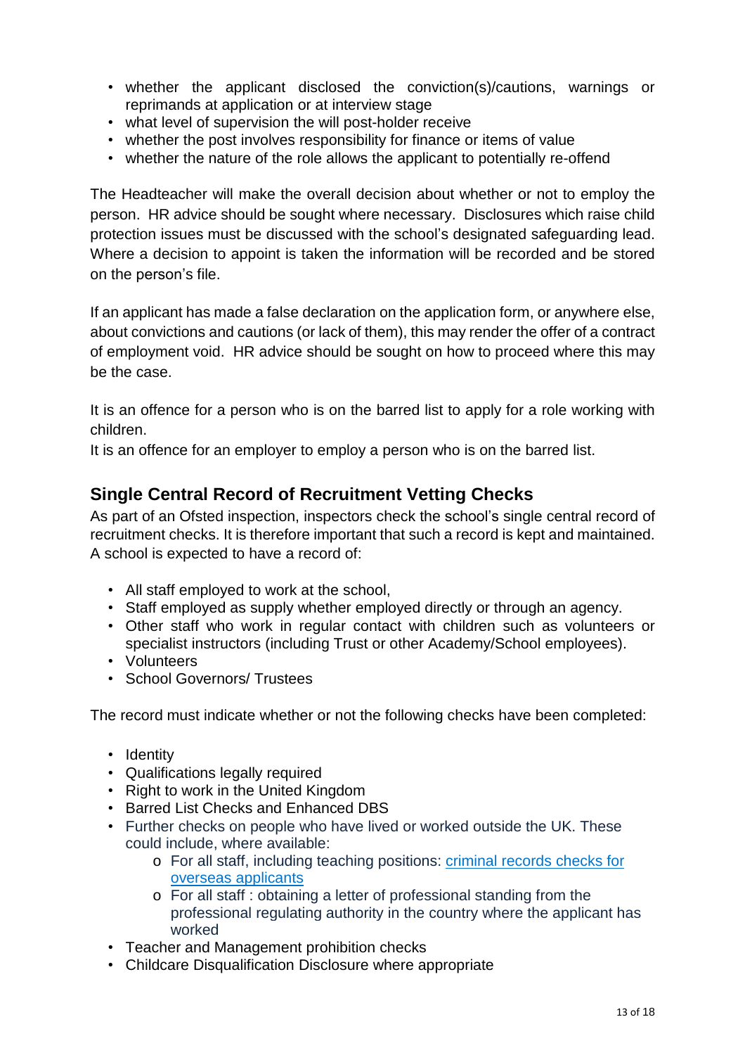- whether the applicant disclosed the conviction(s)/cautions, warnings or reprimands at application or at interview stage
- what level of supervision the will post-holder receive
- whether the post involves responsibility for finance or items of value
- whether the nature of the role allows the applicant to potentially re-offend

The Headteacher will make the overall decision about whether or not to employ the person. HR advice should be sought where necessary. Disclosures which raise child protection issues must be discussed with the school's designated safeguarding lead. Where a decision to appoint is taken the information will be recorded and be stored on the person's file.

If an applicant has made a false declaration on the application form, or anywhere else, about convictions and cautions (or lack of them), this may render the offer of a contract of employment void. HR advice should be sought on how to proceed where this may be the case.

It is an offence for a person who is on the barred list to apply for a role working with children.
It is an offence for an employer to employ a person who is on the barred list.

## Single Central Record of Recruitment Vetting Checks

As part of an Ofsted inspection, inspectors check the school's single central record of recruitment checks. It is therefore important that such a record is kept and maintained. A school is expected to have a record of:

- All staff employed to work at the school,
- Staff employed as supply whether employed directly or through an agency.
- Other staff who work in regular contact with children such as volunteers or specialist instructors (including Trust or other Academy/School employees).
- Volunteers
- School Governors/ Trustees

The record must indicate whether or not the following checks have been completed:

- Identity
- Qualifications legally required
- Right to work in the United Kingdom
- Barred List Checks and Enhanced DBS
- Further checks on people who have lived or worked outside the UK. These could include, where available:
    - For all staff, including teaching positions: criminal records checks for overseas applicants
    - For all staff : obtaining a letter of professional standing from the professional regulating authority in the country where the applicant has worked
- Teacher and Management prohibition checks
- Childcare Disqualification Disclosure where appropriate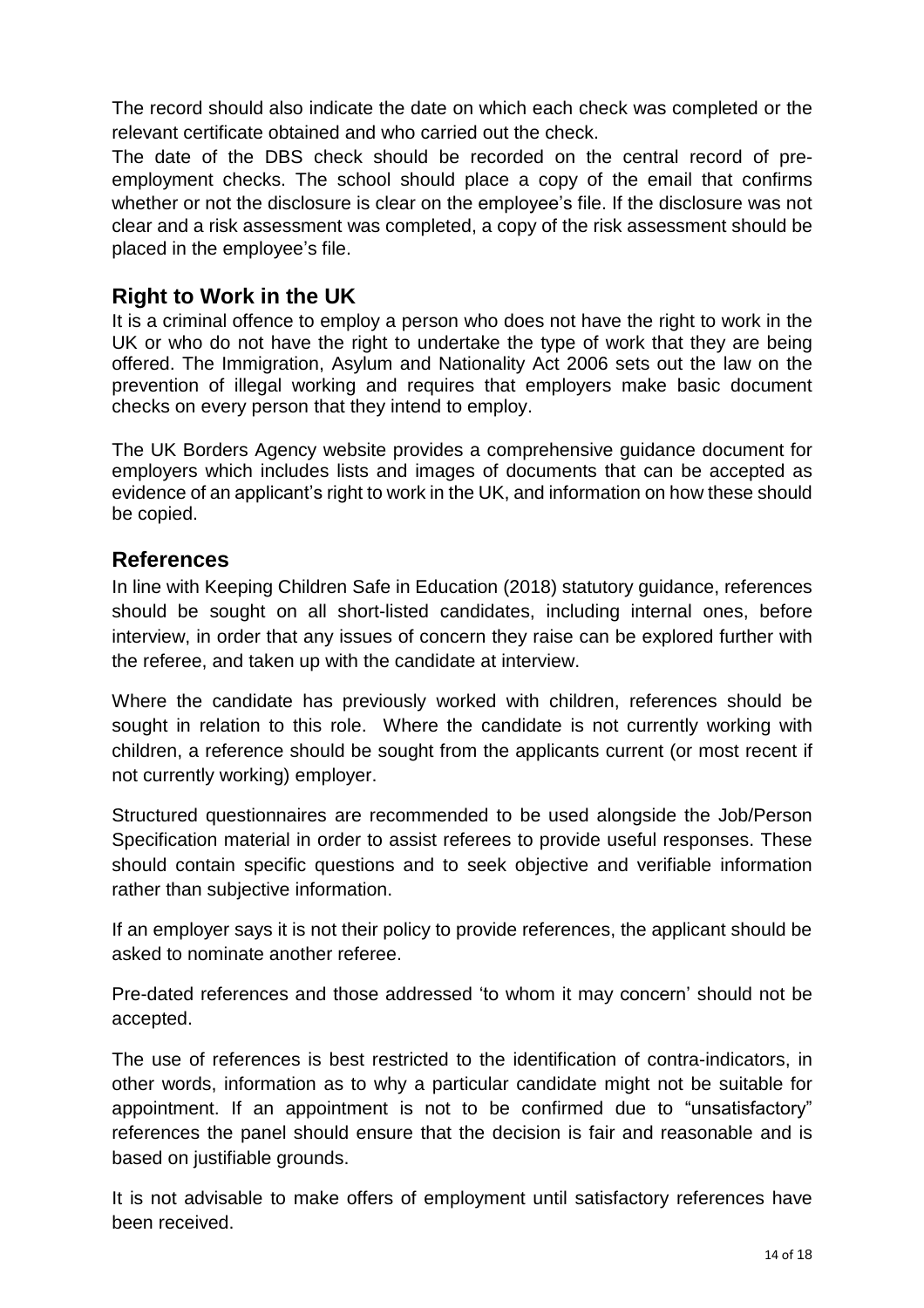The record should also indicate the date on which each check was completed or the relevant certificate obtained and who carried out the check.

The date of the DBS check should be recorded on the central record of pre-employment checks. The school should place a copy of the email that confirms whether or not the disclosure is clear on the employee's file. If the disclosure was not clear and a risk assessment was completed, a copy of the risk assessment should be placed in the employee's file.

## Right to Work in the UK

It is a criminal offence to employ a person who does not have the right to work in the UK or who do not have the right to undertake the type of work that they are being offered. The Immigration, Asylum and Nationality Act 2006 sets out the law on the prevention of illegal working and requires that employers make basic document checks on every person that they intend to employ.

The UK Borders Agency website provides a comprehensive guidance document for employers which includes lists and images of documents that can be accepted as evidence of an applicant's right to work in the UK, and information on how these should be copied.

## References

In line with Keeping Children Safe in Education (2018) statutory guidance, references should be sought on all short-listed candidates, including internal ones, before interview, in order that any issues of concern they raise can be explored further with the referee, and taken up with the candidate at interview.

Where the candidate has previously worked with children, references should be sought in relation to this role. Where the candidate is not currently working with children, a reference should be sought from the applicants current (or most recent if not currently working) employer.

Structured questionnaires are recommended to be used alongside the Job/Person Specification material in order to assist referees to provide useful responses. These should contain specific questions and to seek objective and verifiable information rather than subjective information.

If an employer says it is not their policy to provide references, the applicant should be asked to nominate another referee.

Pre-dated references and those addressed 'to whom it may concern' should not be accepted.

The use of references is best restricted to the identification of contra-indicators, in other words, information as to why a particular candidate might not be suitable for appointment. If an appointment is not to be confirmed due to "unsatisfactory" references the panel should ensure that the decision is fair and reasonable and is based on justifiable grounds.

It is not advisable to make offers of employment until satisfactory references have been received.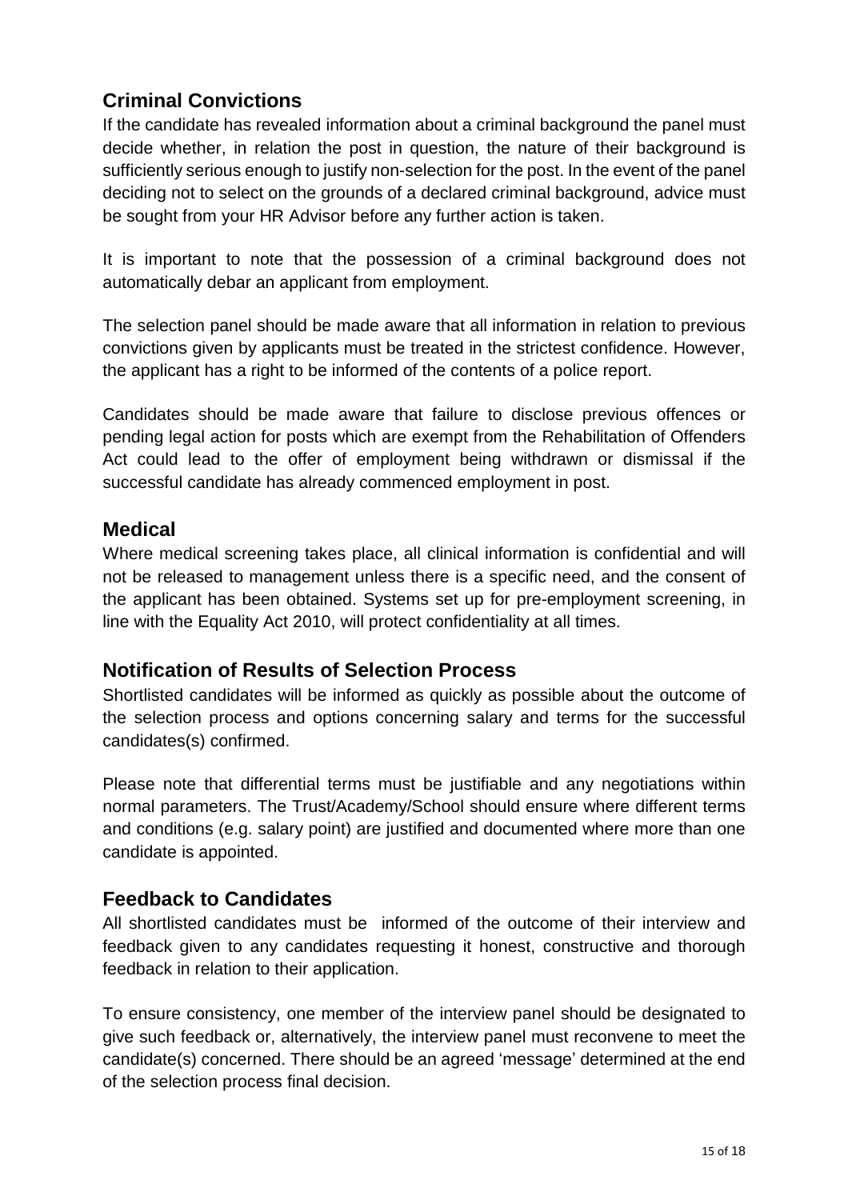## Criminal Convictions

If the candidate has revealed information about a criminal background the panel must decide whether, in relation the post in question, the nature of their background is sufficiently serious enough to justify non-selection for the post. In the event of the panel deciding not to select on the grounds of a declared criminal background, advice must be sought from your HR Advisor before any further action is taken.

It is important to note that the possession of a criminal background does not automatically debar an applicant from employment.

The selection panel should be made aware that all information in relation to previous convictions given by applicants must be treated in the strictest confidence. However, the applicant has a right to be informed of the contents of a police report.

Candidates should be made aware that failure to disclose previous offences or pending legal action for posts which are exempt from the Rehabilitation of Offenders Act could lead to the offer of employment being withdrawn or dismissal if the successful candidate has already commenced employment in post.

## Medical

Where medical screening takes place, all clinical information is confidential and will not be released to management unless there is a specific need, and the consent of the applicant has been obtained. Systems set up for pre-employment screening, in line with the Equality Act 2010, will protect confidentiality at all times.

## Notification of Results of Selection Process

Shortlisted candidates will be informed as quickly as possible about the outcome of the selection process and options concerning salary and terms for the successful candidates(s) confirmed.

Please note that differential terms must be justifiable and any negotiations within normal parameters. The Trust/Academy/School should ensure where different terms and conditions (e.g. salary point) are justified and documented where more than one candidate is appointed.

## Feedback to Candidates

All shortlisted candidates must be informed of the outcome of their interview and feedback given to any candidates requesting it honest, constructive and thorough feedback in relation to their application.

To ensure consistency, one member of the interview panel should be designated to give such feedback or, alternatively, the interview panel must reconvene to meet the candidate(s) concerned. There should be an agreed 'message' determined at the end of the selection process final decision.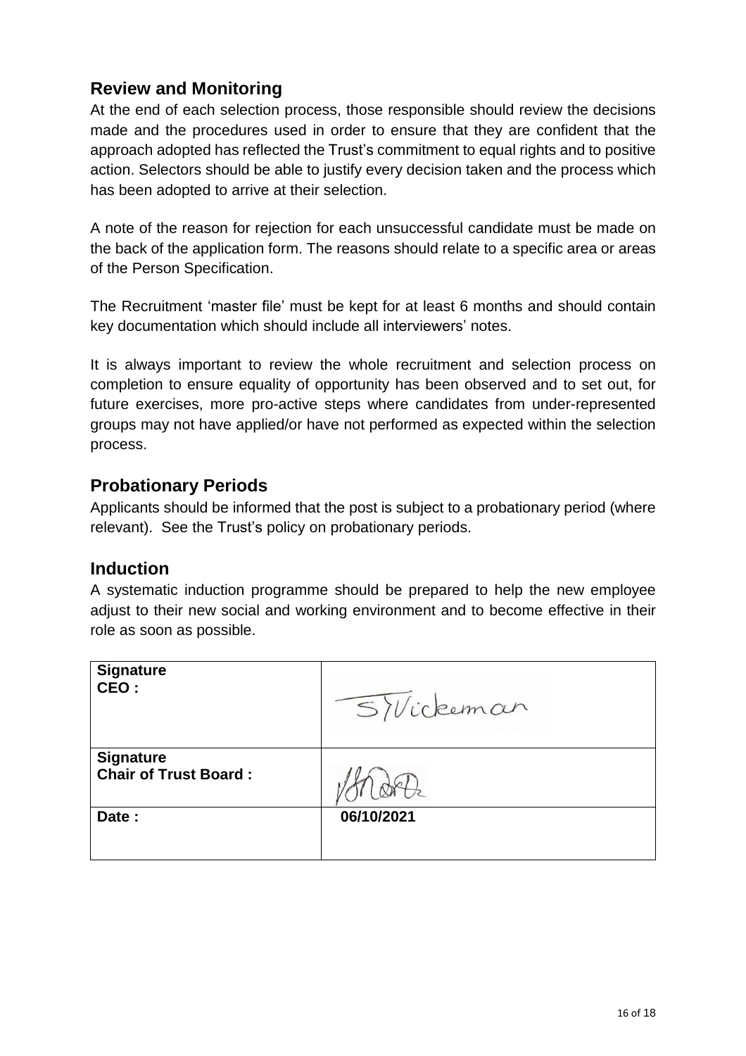## Review and Monitoring

At the end of each selection process, those responsible should review the decisions made and the procedures used in order to ensure that they are confident that the approach adopted has reflected the Trust's commitment to equal rights and to positive action. Selectors should be able to justify every decision taken and the process which has been adopted to arrive at their selection.

A note of the reason for rejection for each unsuccessful candidate must be made on the back of the application form. The reasons should relate to a specific area or areas of the Person Specification.

The Recruitment 'master file' must be kept for at least 6 months and should contain key documentation which should include all interviewers' notes.

It is always important to review the whole recruitment and selection process on completion to ensure equality of opportunity has been observed and to set out, for future exercises, more pro-active steps where candidates from under-represented groups may not have applied/or have not performed as expected within the selection process.

## Probationary Periods

Applicants should be informed that the post is subject to a probationary period (where relevant). See the Trust's policy on probationary periods.

## Induction

A systematic induction programme should be prepared to help the new employee adjust to their new social and working environment and to become effective in their role as soon as possible.

| | |
|---|---|
| **Signature CEO :** | S Vickeman |
| **Signature Chair of Trust Board :** | [signature] |
| **Date :** | **06/10/2021** |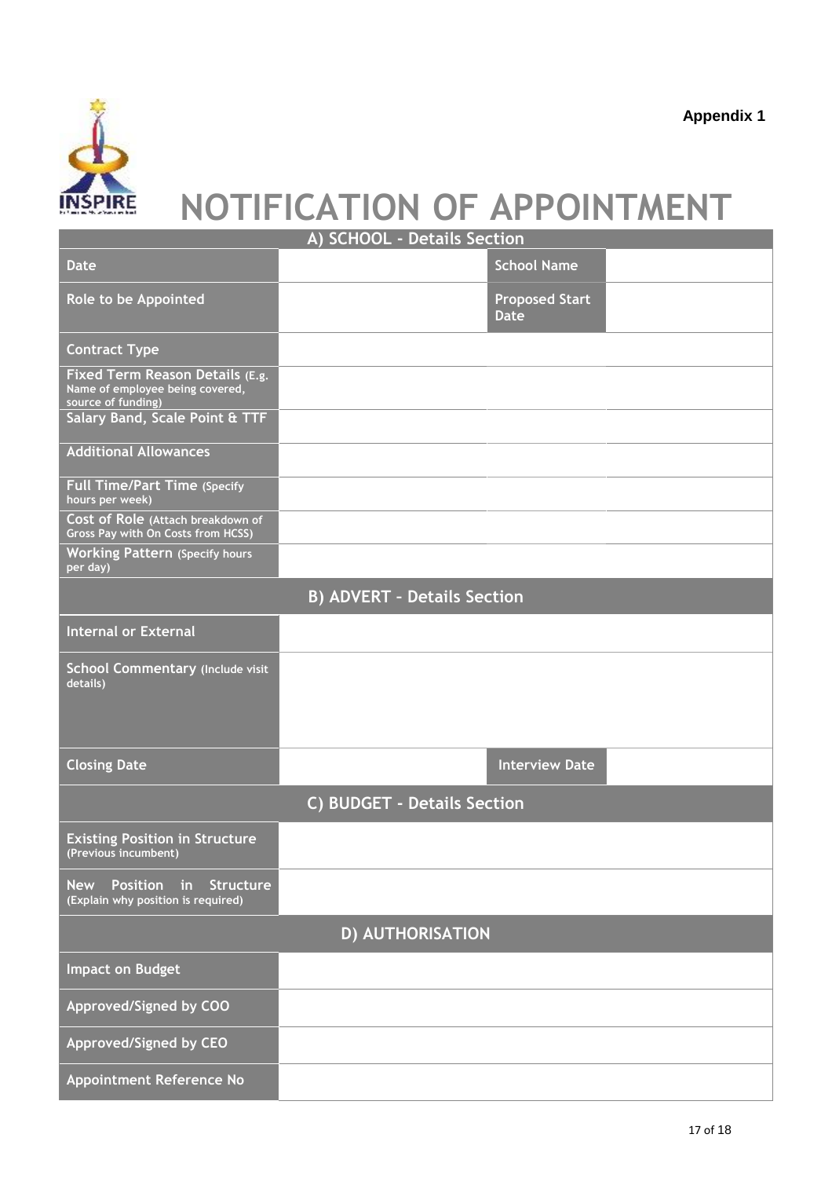**Appendix 1**

# NOTIFICATION OF APPOINTMENT

| | | | |
|---|---|---|---|
| **A) SCHOOL - Details Section** | | | |
| Date | | School Name | |
| Role to be Appointed | | Proposed Start Date | |
| Contract Type | | | |
| Fixed Term Reason Details (E.g. Name of employee being covered, source of funding) | | | |
| Salary Band, Scale Point & TTF | | | |
| Additional Allowances | | | |
| Full Time/Part Time (Specify hours per week) | | | |
| Cost of Role (Attach breakdown of Gross Pay with On Costs from HCSS) | | | |
| Working Pattern (Specify hours per day) | | | |
| **B) ADVERT - Details Section** | | | |
| Internal or External | | | |
| School Commentary (Include visit details) | | | |
| Closing Date | | Interview Date | |
| **C) BUDGET - Details Section** | | | |
| Existing Position in Structure (Previous incumbent) | | | |
| New Position in Structure (Explain why position is required) | | | |
| **D) AUTHORISATION** | | | |
| Impact on Budget | | | |
| Approved/Signed by COO | | | |
| Approved/Signed by CEO | | | |
| Appointment Reference No | | | |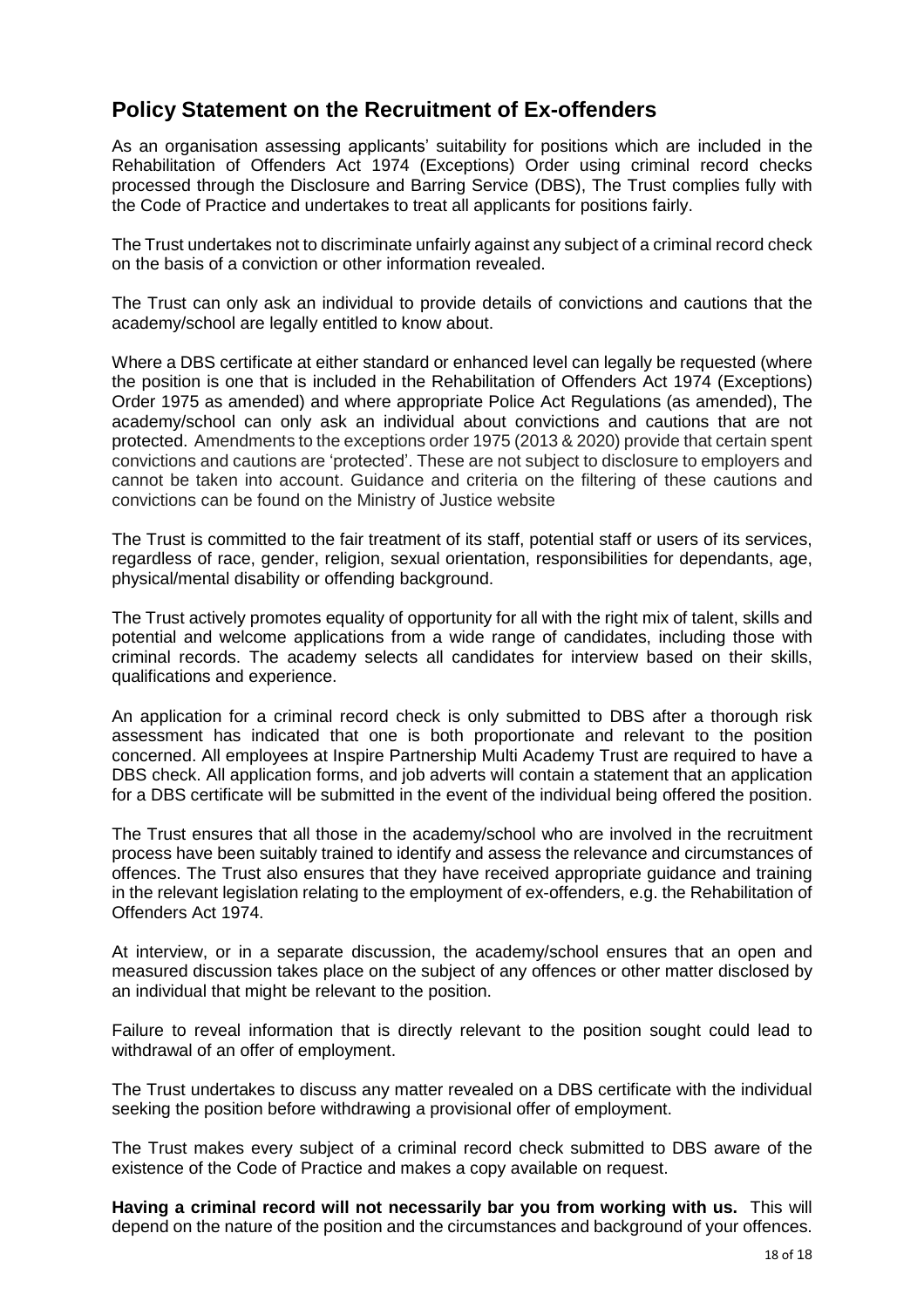## Policy Statement on the Recruitment of Ex-offenders

As an organisation assessing applicants' suitability for positions which are included in the Rehabilitation of Offenders Act 1974 (Exceptions) Order using criminal record checks processed through the Disclosure and Barring Service (DBS), The Trust complies fully with the Code of Practice and undertakes to treat all applicants for positions fairly.

The Trust undertakes not to discriminate unfairly against any subject of a criminal record check on the basis of a conviction or other information revealed.

The Trust can only ask an individual to provide details of convictions and cautions that the academy/school are legally entitled to know about.

Where a DBS certificate at either standard or enhanced level can legally be requested (where the position is one that is included in the Rehabilitation of Offenders Act 1974 (Exceptions) Order 1975 as amended) and where appropriate Police Act Regulations (as amended), The academy/school can only ask an individual about convictions and cautions that are not protected. Amendments to the exceptions order 1975 (2013 & 2020) provide that certain spent convictions and cautions are 'protected'. These are not subject to disclosure to employers and cannot be taken into account. Guidance and criteria on the filtering of these cautions and convictions can be found on the Ministry of Justice website

The Trust is committed to the fair treatment of its staff, potential staff or users of its services, regardless of race, gender, religion, sexual orientation, responsibilities for dependants, age, physical/mental disability or offending background.

The Trust actively promotes equality of opportunity for all with the right mix of talent, skills and potential and welcome applications from a wide range of candidates, including those with criminal records. The academy selects all candidates for interview based on their skills, qualifications and experience.

An application for a criminal record check is only submitted to DBS after a thorough risk assessment has indicated that one is both proportionate and relevant to the position concerned. All employees at Inspire Partnership Multi Academy Trust are required to have a DBS check. All application forms, and job adverts will contain a statement that an application for a DBS certificate will be submitted in the event of the individual being offered the position.

The Trust ensures that all those in the academy/school who are involved in the recruitment process have been suitably trained to identify and assess the relevance and circumstances of offences. The Trust also ensures that they have received appropriate guidance and training in the relevant legislation relating to the employment of ex-offenders, e.g. the Rehabilitation of Offenders Act 1974.

At interview, or in a separate discussion, the academy/school ensures that an open and measured discussion takes place on the subject of any offences or other matter disclosed by an individual that might be relevant to the position.

Failure to reveal information that is directly relevant to the position sought could lead to withdrawal of an offer of employment.

The Trust undertakes to discuss any matter revealed on a DBS certificate with the individual seeking the position before withdrawing a provisional offer of employment.

The Trust makes every subject of a criminal record check submitted to DBS aware of the existence of the Code of Practice and makes a copy available on request.

**Having a criminal record will not necessarily bar you from working with us.** This will depend on the nature of the position and the circumstances and background of your offences.